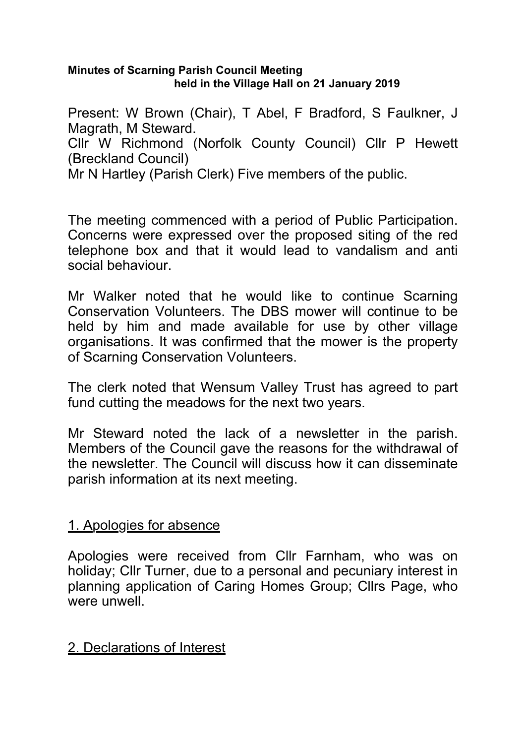**Minutes of Scarning Parish Council Meeting held in the Village Hall on 21 January 2019**

Present: W Brown (Chair), T Abel, F Bradford, S Faulkner, J Magrath, M Steward.
Cllr W Richmond (Norfolk County Council) Cllr P Hewett (Breckland Council)
Mr N Hartley (Parish Clerk) Five members of the public.

The meeting commenced with a period of Public Participation. Concerns were expressed over the proposed siting of the red telephone box and that it would lead to vandalism and anti social behaviour.

Mr Walker noted that he would like to continue Scarning Conservation Volunteers. The DBS mower will continue to be held by him and made available for use by other village organisations. It was confirmed that the mower is the property of Scarning Conservation Volunteers.

The clerk noted that Wensum Valley Trust has agreed to part fund cutting the meadows for the next two years.

Mr Steward noted the lack of a newsletter in the parish. Members of the Council gave the reasons for the withdrawal of the newsletter. The Council will discuss how it can disseminate parish information at its next meeting.

## 1. Apologies for absence

Apologies were received from Cllr Farnham, who was on holiday; Cllr Turner, due to a personal and pecuniary interest in planning application of Caring Homes Group; Cllrs Page, who were unwell.

## 2. Declarations of Interest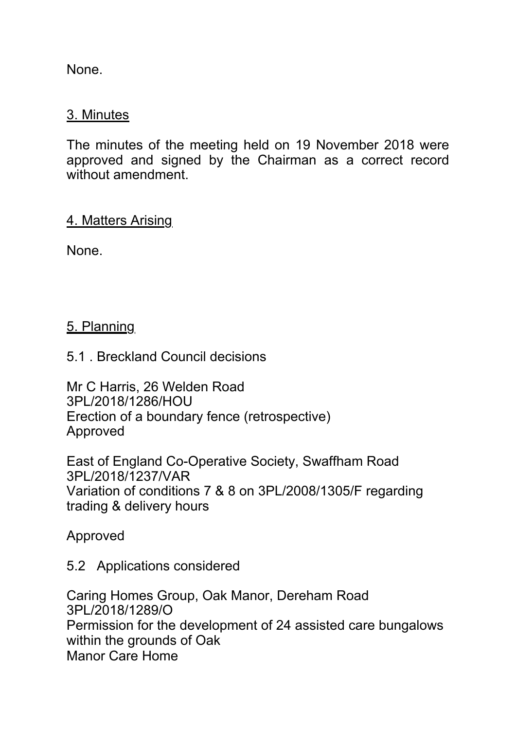None.

## 3. Minutes

The minutes of the meeting held on 19 November 2018 were approved and signed by the Chairman as a correct record without amendment.

## 4. Matters Arising

None.

## 5. Planning

5.1 . Breckland Council decisions

Mr C Harris, 26 Welden Road
3PL/2018/1286/HOU
Erection of a boundary fence (retrospective)
Approved

East of England Co-Operative Society, Swaffham Road
3PL/2018/1237/VAR
Variation of conditions 7 & 8 on 3PL/2008/1305/F regarding trading & delivery hours

Approved

5.2 Applications considered

Caring Homes Group, Oak Manor, Dereham Road
3PL/2018/1289/O
Permission for the development of 24 assisted care bungalows within the grounds of Oak
Manor Care Home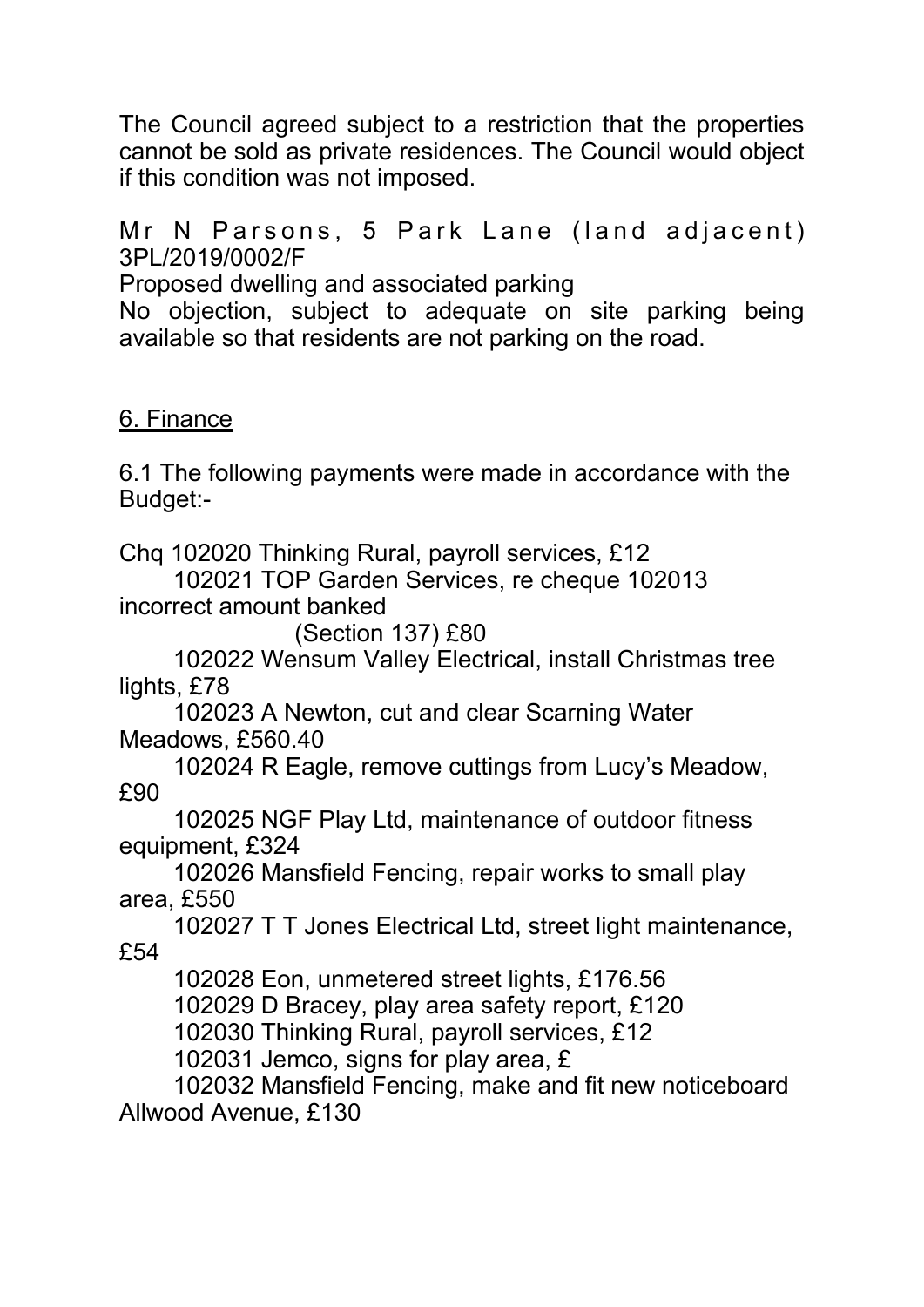The Council agreed subject to a restriction that the properties cannot be sold as private residences. The Council would object if this condition was not imposed.

Mr N Parsons, 5 Park Lane (land adjacent) 3PL/2019/0002/F

Proposed dwelling and associated parking

No objection, subject to adequate on site parking being available so that residents are not parking on the road.

## 6. Finance

6.1 The following payments were made in accordance with the Budget:-

Chq 102020 Thinking Rural, payroll services, £12

102021 TOP Garden Services, re cheque 102013 incorrect amount banked (Section 137) £80

102022 Wensum Valley Electrical, install Christmas tree lights, £78

102023 A Newton, cut and clear Scarning Water Meadows, £560.40

102024 R Eagle, remove cuttings from Lucy's Meadow, £90

102025 NGF Play Ltd, maintenance of outdoor fitness equipment, £324

102026 Mansfield Fencing, repair works to small play area, £550

102027 T T Jones Electrical Ltd, street light maintenance, £54

102028 Eon, unmetered street lights, £176.56

102029 D Bracey, play area safety report, £120

102030 Thinking Rural, payroll services, £12

102031 Jemco, signs for play area, £

102032 Mansfield Fencing, make and fit new noticeboard Allwood Avenue, £130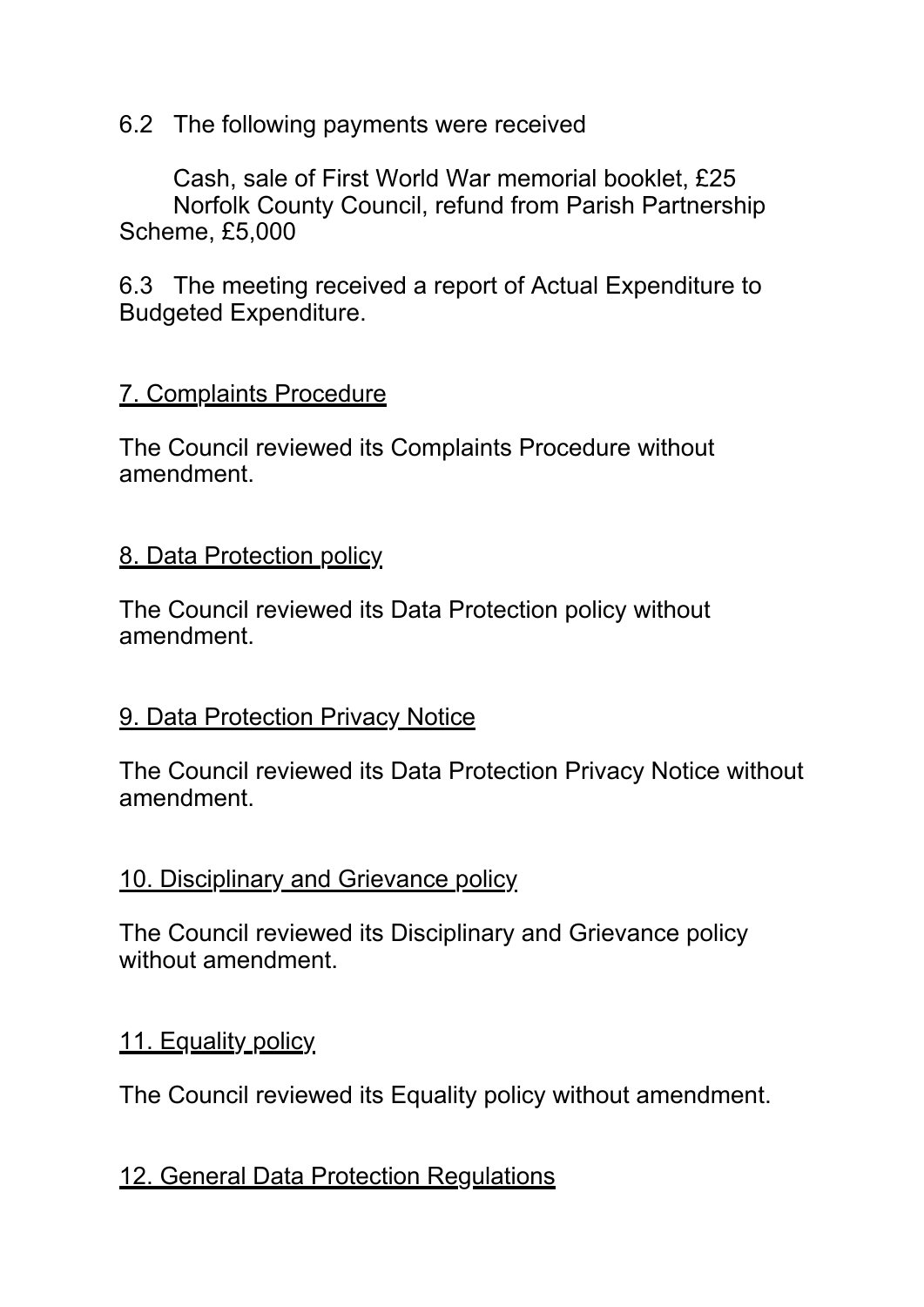6.2 The following payments were received

Cash, sale of First World War memorial booklet, £25
Norfolk County Council, refund from Parish Partnership Scheme, £5,000

6.3 The meeting received a report of Actual Expenditure to Budgeted Expenditure.

## 7. Complaints Procedure

The Council reviewed its Complaints Procedure without amendment.

## 8. Data Protection policy

The Council reviewed its Data Protection policy without amendment.

## 9. Data Protection Privacy Notice

The Council reviewed its Data Protection Privacy Notice without amendment.

## 10. Disciplinary and Grievance policy

The Council reviewed its Disciplinary and Grievance policy without amendment.

## 11. Equality policy

The Council reviewed its Equality policy without amendment.

## 12. General Data Protection Regulations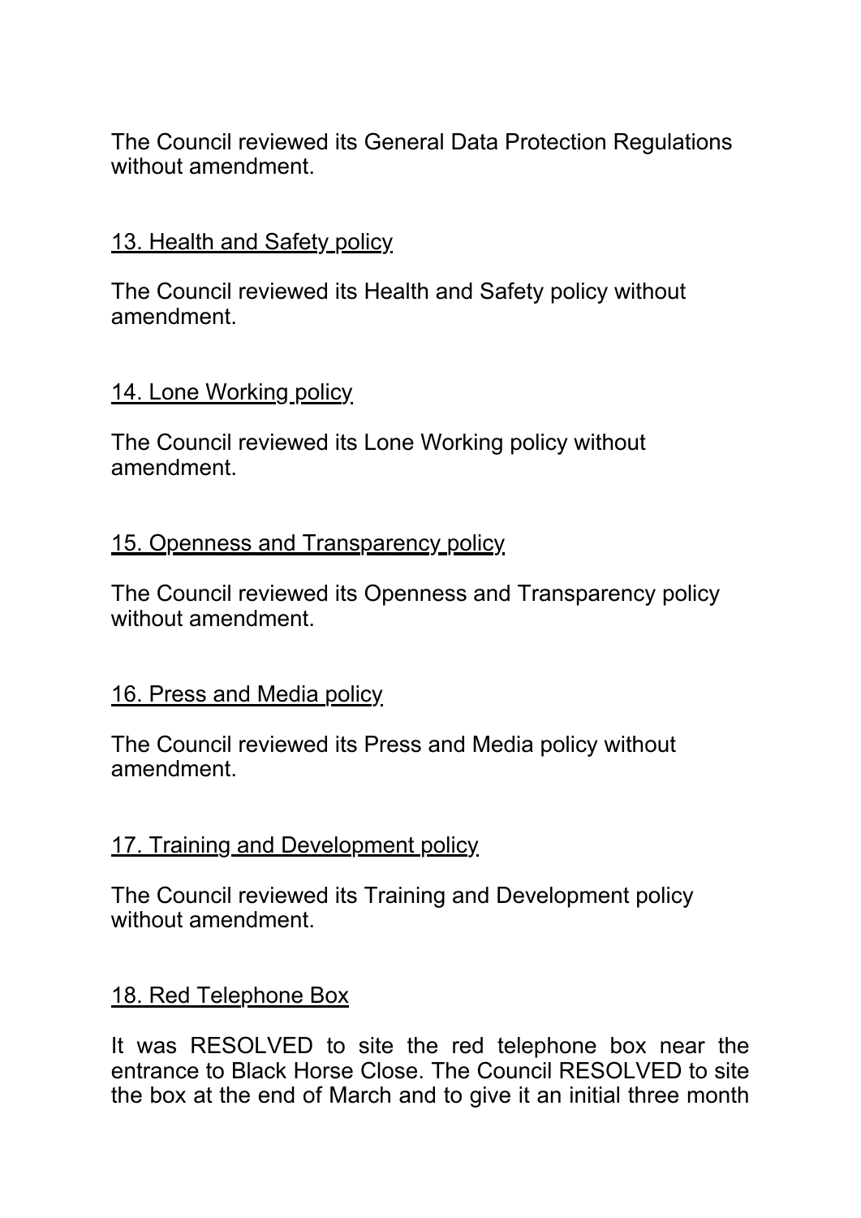The Council reviewed its General Data Protection Regulations without amendment.

## 13. Health and Safety policy

The Council reviewed its Health and Safety policy without amendment.

## 14. Lone Working policy

The Council reviewed its Lone Working policy without amendment.

## 15. Openness and Transparency policy

The Council reviewed its Openness and Transparency policy without amendment.

## 16. Press and Media policy

The Council reviewed its Press and Media policy without amendment.

## 17. Training and Development policy

The Council reviewed its Training and Development policy without amendment.

## 18. Red Telephone Box

It was RESOLVED to site the red telephone box near the entrance to Black Horse Close. The Council RESOLVED to site the box at the end of March and to give it an initial three month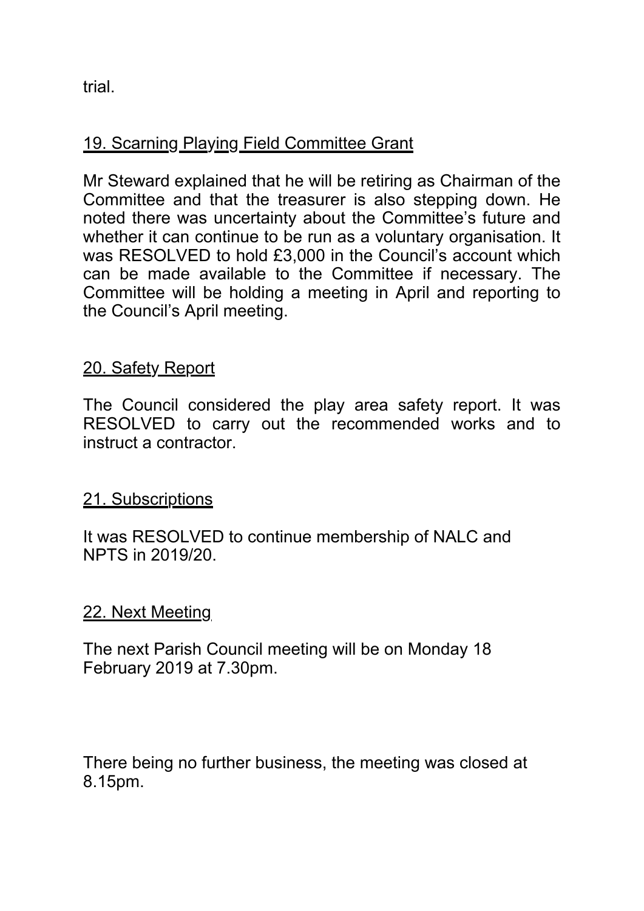trial.

## 19. Scarning Playing Field Committee Grant

Mr Steward explained that he will be retiring as Chairman of the Committee and that the treasurer is also stepping down. He noted there was uncertainty about the Committee's future and whether it can continue to be run as a voluntary organisation. It was RESOLVED to hold £3,000 in the Council's account which can be made available to the Committee if necessary. The Committee will be holding a meeting in April and reporting to the Council's April meeting.

## 20. Safety Report

The Council considered the play area safety report. It was RESOLVED to carry out the recommended works and to instruct a contractor.

## 21. Subscriptions

It was RESOLVED to continue membership of NALC and NPTS in 2019/20.

## 22. Next Meeting

The next Parish Council meeting will be on Monday 18 February 2019 at 7.30pm.

There being no further business, the meeting was closed at 8.15pm.